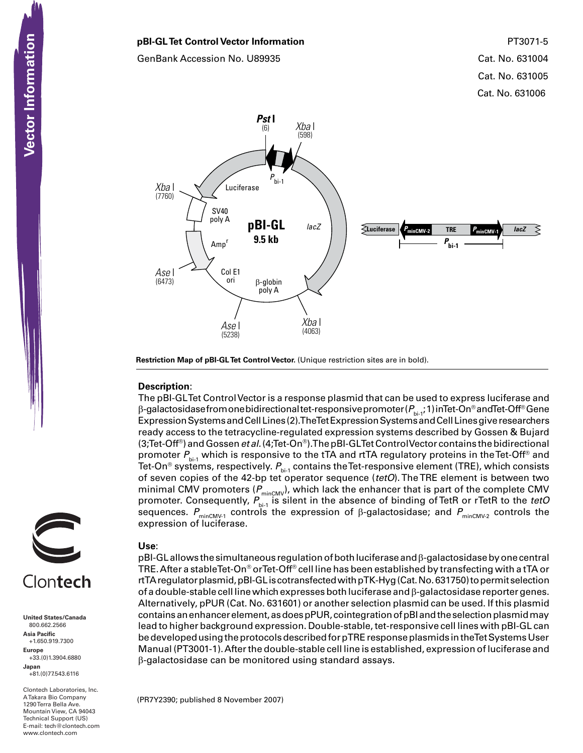# pBI-GL Tet Control Vector Information

PT3071-5

GenBank Accession No. U89935

Cat. No. 631004

Cat. No. 631005

Cat. No. 631006

**Restriction Map of pBI-GL Tet Control Vector.** (Unique restriction sites are in bold).

## Description:

The pBI-GL Tet Control Vector is a response plasmid that can be used to express luciferase and β-galactosidase from one bidirectional tet-responsive promoter ($P_{bi-1}$; 1) in Tet-On® and Tet-Off® Gene Expression Systems and Cell Lines (2). The Tet Expression Systems and Cell Lines give researchers ready access to the tetracycline-regulated expression systems described by Gossen & Bujard (3; Tet-Off®) and Gossen *et al.* (4; Tet-On®). The pBI-GL Tet Control Vector contains the bidirectional promoter $P_{bi-1}$ which is responsive to the tTA and rtTA regulatory proteins in the Tet-Off® and Tet-On® systems, respectively. $P_{bi-1}$ contains the Tet-responsive element (TRE), which consists of seven copies of the 42-bp tet operator sequence (*tetO*). The TRE element is between two minimal CMV promoters ($P_{minCMV}$), which lack the enhancer that is part of the complete CMV promoter. Consequently, $P_{bi-1}$ is silent in the absence of binding of TetR or rTetR to the *tetO* sequences. $P_{minCMV-1}$ controls the expression of β-galactosidase; and $P_{minCMV-2}$ controls the expression of luciferase.

## Use:

pBI-GL allows the simultaneous regulation of both luciferase and β-galactosidase by one central TRE. After a stable Tet-On® or Tet-Off® cell line has been established by transfecting with a tTA or rtTA regulator plasmid, pBI-GL is cotransfected with pTK-Hyg (Cat. No. 631750) to permit selection of a double-stable cell line which expresses both luciferase and β-galactosidase reporter genes. Alternatively, pPUR (Cat. No. 631601) or another selection plasmid can be used. If this plasmid contains an enhancer element, as does pPUR, cointegration of pBI and the selection plasmid may lead to higher background expression. Double-stable, tet-responsive cell lines with pBI-GL can be developed using the protocols described for pTRE response plasmids in the Tet Systems User Manual (PT3001-1). After the double-stable cell line is established, expression of luciferase and β-galactosidase can be monitored using standard assays.

(PR7Y2390; published 8 November 2007)

Clontech

**United States/Canada**
800.662.2566

**Asia Pacific**
+1.650.919.7300

**Europe**
+33.(0)1.3904.6880

**Japan**
+81.(0)77.543.6116

Clontech Laboratories, Inc.
A Takara Bio Company
1290 Terra Bella Ave.
Mountain View, CA 94043
Technical Support (US)
E-mail: tech@clontech.com
www.clontech.com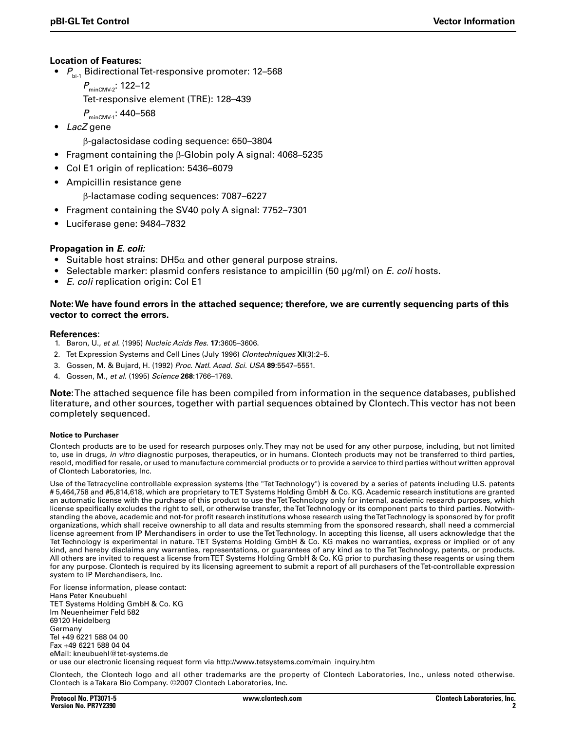**Location of Features:**

- $P_{bi-1}$ Bidirectional Tet-responsive promoter: 12–568
    - $P_{minCMV-2}$: 122–12
    - Tet-responsive element (TRE): 128–439
    - $P_{minCMV-1}$: 440–568
- *LacZ* gene
    - β-galactosidase coding sequence: 650–3804
- Fragment containing the β-Globin poly A signal: 4068–5235
- Col E1 origin of replication: 5436–6079
- Ampicillin resistance gene
    - β-lactamase coding sequences: 7087–6227
- Fragment containing the SV40 poly A signal: 7752–7301
- Luciferase gene: 9484–7832

**Propagation in *E. coli:***

- Suitable host strains: DH5α and other general purpose strains.
- Selectable marker: plasmid confers resistance to ampicillin (50 µg/ml) on *E. coli* hosts.
- *E. coli* replication origin: Col E1

**Note: We have found errors in the attached sequence; therefore, we are currently sequencing parts of this vector to correct the errors.**

**References:**

1. Baron, U., *et al.* (1995) *Nucleic Acids Res.* **17**:3605–3606.
2. Tet Expression Systems and Cell Lines (July 1996) *Clontechniques* **XI**(3):2–5.
3. Gossen, M. & Bujard, H. (1992) *Proc. Natl. Acad. Sci. USA* **89**:5547–5551.
4. Gossen, M., *et al.* (1995) *Science* **268**:1766–1769.

**Note**: The attached sequence file has been compiled from information in the sequence databases, published literature, and other sources, together with partial sequences obtained by Clontech. This vector has not been completely sequenced.

**Notice to Purchaser**

Clontech products are to be used for research purposes only. They may not be used for any other purpose, including, but not limited to, use in drugs, *in vitro* diagnostic purposes, therapeutics, or in humans. Clontech products may not be transferred to third parties, resold, modified for resale, or used to manufacture commercial products or to provide a service to third parties without written approval of Clontech Laboratories, Inc.

Use of the Tetracycline controllable expression systems (the "Tet Technology") is covered by a series of patents including U.S. patents # 5,464,758 and #5,814,618, which are proprietary to TET Systems Holding GmbH & Co. KG. Academic research institutions are granted an automatic license with the purchase of this product to use the Tet Technology only for internal, academic research purposes, which license specifically excludes the right to sell, or otherwise transfer, the Tet Technology or its component parts to third parties. Notwithstanding the above, academic and not-for profit research institutions whose research using the Tet Technology is sponsored by for profit organizations, which shall receive ownership to all data and results stemming from the sponsored research, shall need a commercial license agreement from IP Merchandisers in order to use the Tet Technology. In accepting this license, all users acknowledge that the Tet Technology is experimental in nature. TET Systems Holding GmbH & Co. KG makes no warranties, express or implied or of any kind, and hereby disclaims any warranties, representations, or guarantees of any kind as to the Tet Technology, patents, or products. All others are invited to request a license from TET Systems Holding GmbH & Co. KG prior to purchasing these reagents or using them for any purpose. Clontech is required by its licensing agreement to submit a report of all purchasers of the Tet-controllable expression system to IP Merchandisers, Inc.

For license information, please contact:
Hans Peter Kneubuehl
TET Systems Holding GmbH & Co. KG
Im Neuenheimer Feld 582
69120 Heidelberg
Germany
Tel +49 6221 588 04 00
Fax +49 6221 588 04 04
eMail: kneubuehl@tet-systems.de
or use our electronic licensing request form via http://www.tetsystems.com/main_inquiry.htm

Clontech, the Clontech logo and all other trademarks are the property of Clontech Laboratories, Inc., unless noted otherwise. Clontech is a Takara Bio Company. ©2007 Clontech Laboratories, Inc.